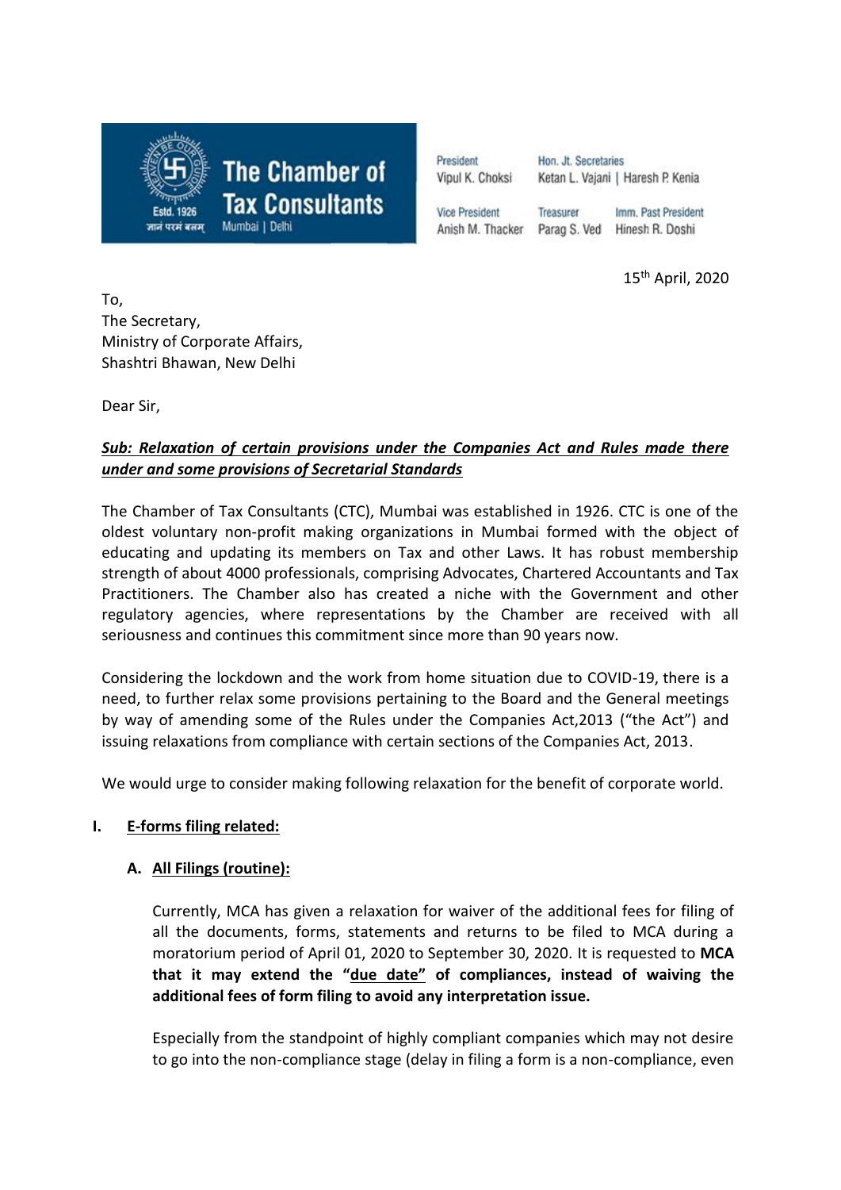**The Chamber of Tax Consultants**
Estd. 1926
ज्ञानं परमं बलम्
Mumbai | Delhi

President
Vipul K. Choksi

Hon. Jt. Secretaries
Ketan L. Vajani | Haresh P. Kenia

Vice President
Anish M. Thacker

Treasurer
Parag S. Ved

Imm. Past President
Hinesh R. Doshi

15th April, 2020

To,
The Secretary,
Ministry of Corporate Affairs,
Shashtri Bhawan, New Delhi

Dear Sir,

***Sub: Relaxation of certain provisions under the Companies Act and Rules made there under and some provisions of Secretarial Standards***

The Chamber of Tax Consultants (CTC), Mumbai was established in 1926. CTC is one of the oldest voluntary non-profit making organizations in Mumbai formed with the object of educating and updating its members on Tax and other Laws. It has robust membership strength of about 4000 professionals, comprising Advocates, Chartered Accountants and Tax Practitioners. The Chamber also has created a niche with the Government and other regulatory agencies, where representations by the Chamber are received with all seriousness and continues this commitment since more than 90 years now.

Considering the lockdown and the work from home situation due to COVID-19, there is a need, to further relax some provisions pertaining to the Board and the General meetings by way of amending some of the Rules under the Companies Act,2013 ("the Act") and issuing relaxations from compliance with certain sections of the Companies Act, 2013.

We would urge to consider making following relaxation for the benefit of corporate world.

## I. E-forms filing related:

### A. All Filings (routine):

Currently, MCA has given a relaxation for waiver of the additional fees for filing of all the documents, forms, statements and returns to be filed to MCA during a moratorium period of April 01, 2020 to September 30, 2020. It is requested to **MCA that it may extend the "due date" of compliances, instead of waiving the additional fees of form filing to avoid any interpretation issue.**

Especially from the standpoint of highly compliant companies which may not desire to go into the non-compliance stage (delay in filing a form is a non-compliance, even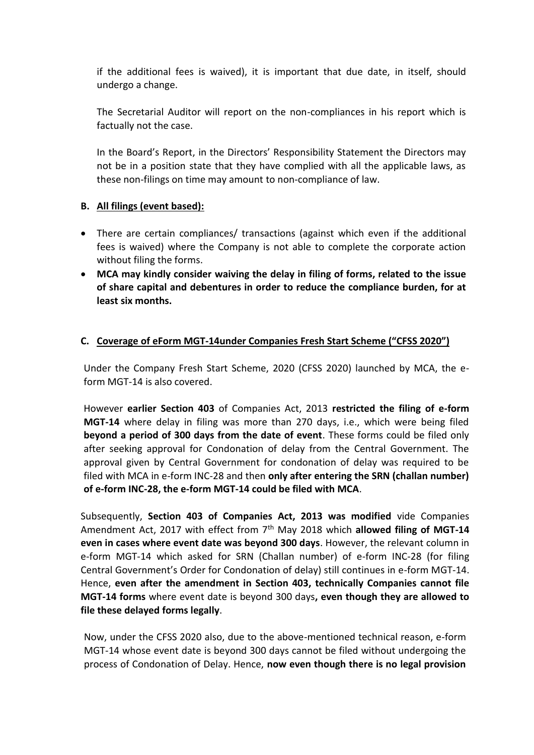if the additional fees is waived), it is important that due date, in itself, should undergo a change.

The Secretarial Auditor will report on the non-compliances in his report which is factually not the case.

In the Board's Report, in the Directors' Responsibility Statement the Directors may not be in a position state that they have complied with all the applicable laws, as these non-filings on time may amount to non-compliance of law.

**B. All filings (event based):**

- There are certain compliances/ transactions (against which even if the additional fees is waived) where the Company is not able to complete the corporate action without filing the forms.
- **MCA may kindly consider waiving the delay in filing of forms, related to the issue of share capital and debentures in order to reduce the compliance burden, for at least six months.**

**C. Coverage of eForm MGT-14under Companies Fresh Start Scheme ("CFSS 2020")**

Under the Company Fresh Start Scheme, 2020 (CFSS 2020) launched by MCA, the e-form MGT-14 is also covered.

However **earlier Section 403** of Companies Act, 2013 **restricted the filing of e-form MGT-14** where delay in filing was more than 270 days, i.e., which were being filed **beyond a period of 300 days from the date of event**. These forms could be filed only after seeking approval for Condonation of delay from the Central Government. The approval given by Central Government for condonation of delay was required to be filed with MCA in e-form INC-28 and then **only after entering the SRN (challan number) of e-form INC-28, the e-form MGT-14 could be filed with MCA**.

Subsequently, **Section 403 of Companies Act, 2013 was modified** vide Companies Amendment Act, 2017 with effect from 7th May 2018 which **allowed filing of MGT-14 even in cases where event date was beyond 300 days**. However, the relevant column in e-form MGT-14 which asked for SRN (Challan number) of e-form INC-28 (for filing Central Government's Order for Condonation of delay) still continues in e-form MGT-14. Hence, **even after the amendment in Section 403, technically Companies cannot file MGT-14 forms** where event date is beyond 300 days**, even though they are allowed to file these delayed forms legally**.

Now, under the CFSS 2020 also, due to the above-mentioned technical reason, e-form MGT-14 whose event date is beyond 300 days cannot be filed without undergoing the process of Condonation of Delay. Hence, **now even though there is no legal provision**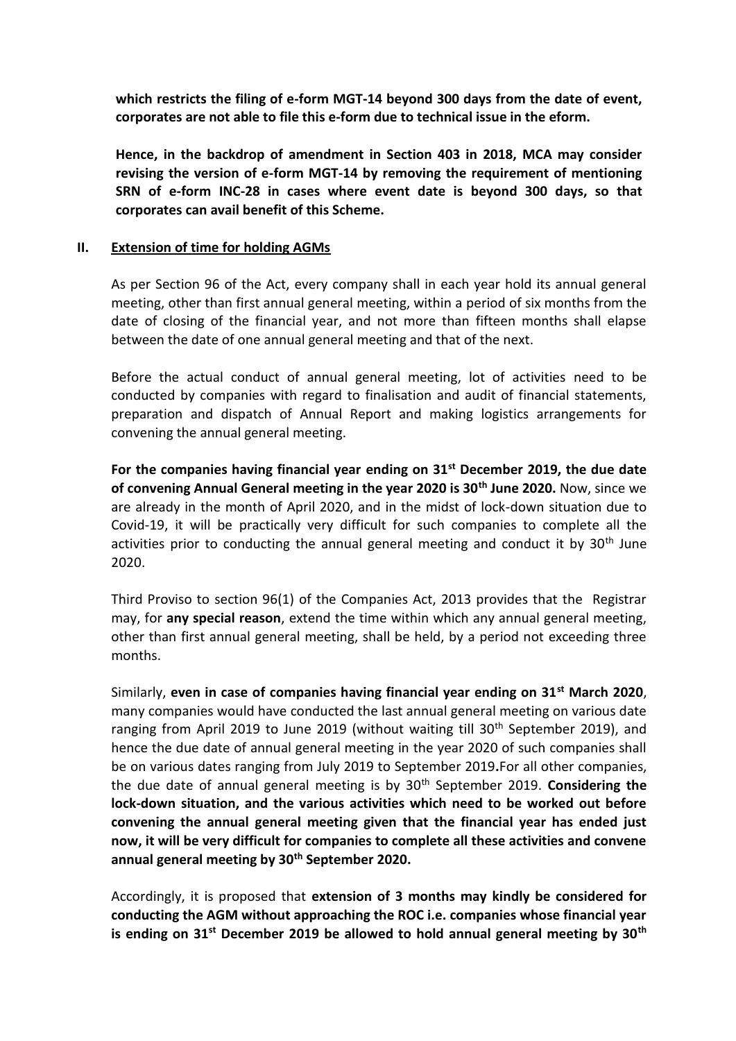**which restricts the filing of e-form MGT-14 beyond 300 days from the date of event, corporates are not able to file this e-form due to technical issue in the eform.**

**Hence, in the backdrop of amendment in Section 403 in 2018, MCA may consider revising the version of e-form MGT-14 by removing the requirement of mentioning SRN of e-form INC-28 in cases where event date is beyond 300 days, so that corporates can avail benefit of this Scheme.**

## II. Extension of time for holding AGMs

As per Section 96 of the Act, every company shall in each year hold its annual general meeting, other than first annual general meeting, within a period of six months from the date of closing of the financial year, and not more than fifteen months shall elapse between the date of one annual general meeting and that of the next.

Before the actual conduct of annual general meeting, lot of activities need to be conducted by companies with regard to finalisation and audit of financial statements, preparation and dispatch of Annual Report and making logistics arrangements for convening the annual general meeting.

**For the companies having financial year ending on 31st December 2019, the due date of convening Annual General meeting in the year 2020 is 30th June 2020.** Now, since we are already in the month of April 2020, and in the midst of lock-down situation due to Covid-19, it will be practically very difficult for such companies to complete all the activities prior to conducting the annual general meeting and conduct it by 30th June 2020.

Third Proviso to section 96(1) of the Companies Act, 2013 provides that the Registrar may, for **any special reason**, extend the time within which any annual general meeting, other than first annual general meeting, shall be held, by a period not exceeding three months.

Similarly, **even in case of companies having financial year ending on 31st March 2020**, many companies would have conducted the last annual general meeting on various date ranging from April 2019 to June 2019 (without waiting till 30th September 2019), and hence the due date of annual general meeting in the year 2020 of such companies shall be on various dates ranging from July 2019 to September 2019**.**For all other companies, the due date of annual general meeting is by 30th September 2019. **Considering the lock-down situation, and the various activities which need to be worked out before convening the annual general meeting given that the financial year has ended just now, it will be very difficult for companies to complete all these activities and convene annual general meeting by 30th September 2020.**

Accordingly, it is proposed that **extension of 3 months may kindly be considered for conducting the AGM without approaching the ROC i.e. companies whose financial year is ending on 31st December 2019 be allowed to hold annual general meeting by 30th**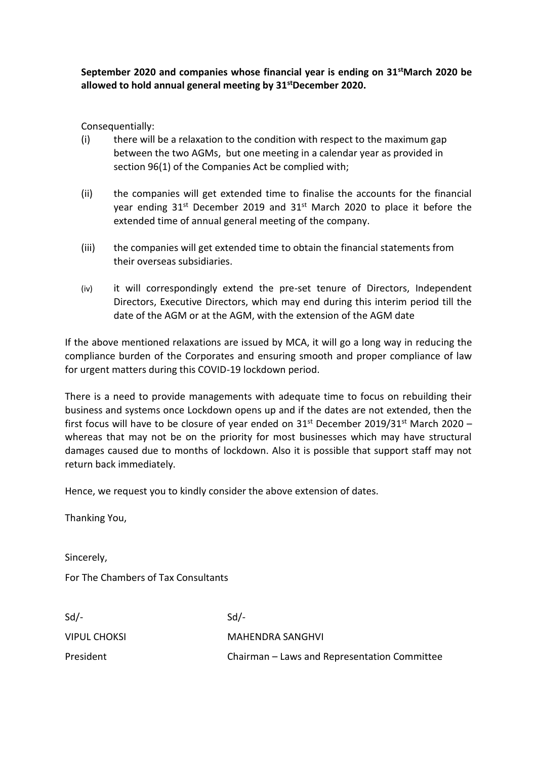**September 2020 and companies whose financial year is ending on 31st March 2020 be allowed to hold annual general meeting by 31st December 2020.**

Consequentially:

(i) there will be a relaxation to the condition with respect to the maximum gap between the two AGMs, but one meeting in a calendar year as provided in section 96(1) of the Companies Act be complied with;

(ii) the companies will get extended time to finalise the accounts for the financial year ending 31st December 2019 and 31st March 2020 to place it before the extended time of annual general meeting of the company.

(iii) the companies will get extended time to obtain the financial statements from their overseas subsidiaries.

(iv) it will correspondingly extend the pre-set tenure of Directors, Independent Directors, Executive Directors, which may end during this interim period till the date of the AGM or at the AGM, with the extension of the AGM date

If the above mentioned relaxations are issued by MCA, it will go a long way in reducing the compliance burden of the Corporates and ensuring smooth and proper compliance of law for urgent matters during this COVID-19 lockdown period.

There is a need to provide managements with adequate time to focus on rebuilding their business and systems once Lockdown opens up and if the dates are not extended, then the first focus will have to be closure of year ended on 31st December 2019/31st March 2020 – whereas that may not be on the priority for most businesses which may have structural damages caused due to months of lockdown. Also it is possible that support staff may not return back immediately.

Hence, we request you to kindly consider the above extension of dates.

Thanking You,

Sincerely,

For The Chambers of Tax Consultants

| | |
|---|---|
| Sd/- | Sd/- |
| VIPUL CHOKSI | MAHENDRA SANGHVI |
| President | Chairman – Laws and Representation Committee |